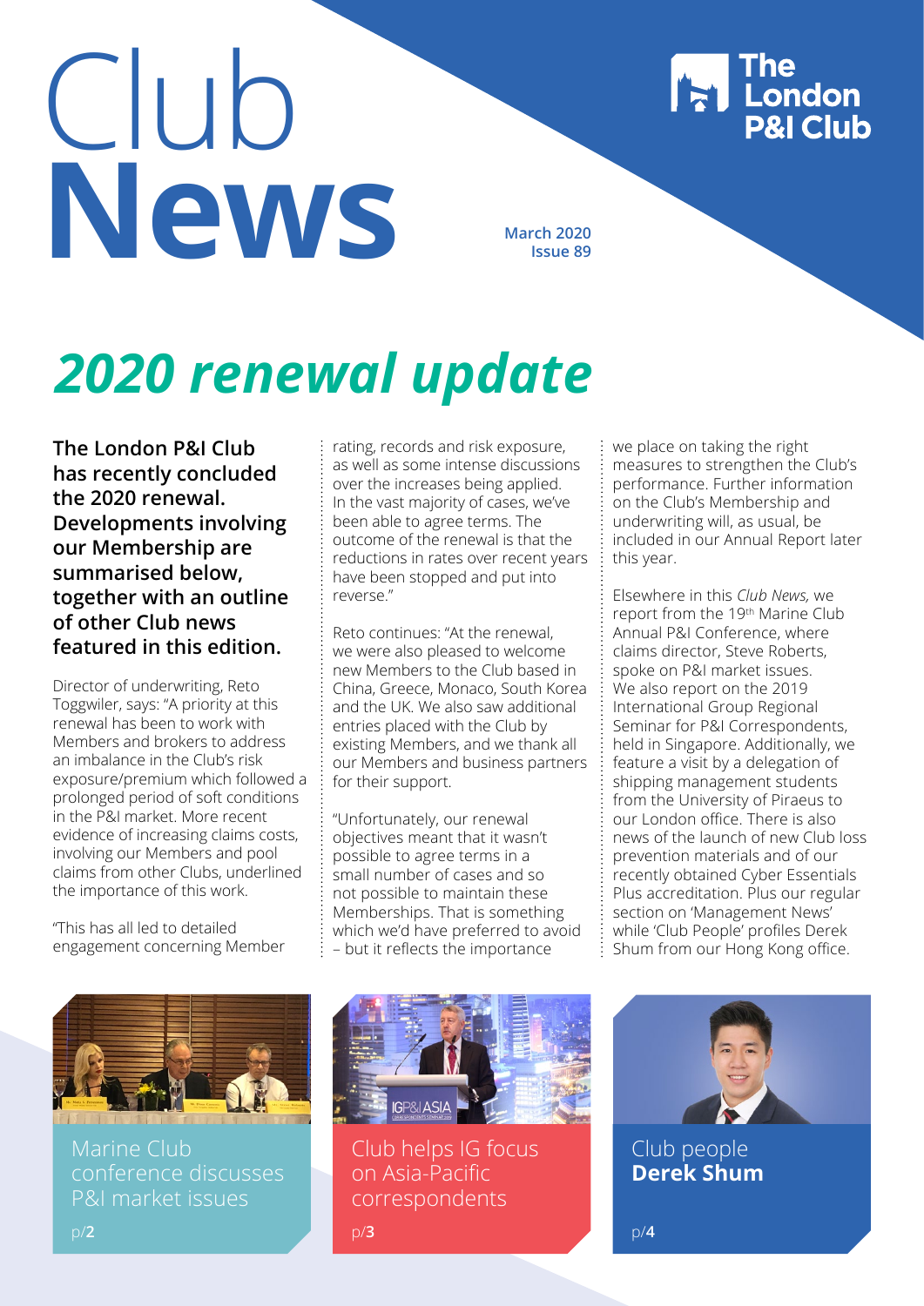# Club News

**The London P&I Club**

**March 2020**
**Issue 89**

# *2020 renewal update*

**The London P&I Club has recently concluded the 2020 renewal. Developments involving our Membership are summarised below, together with an outline of other Club news featured in this edition.**

Director of underwriting, Reto Toggwiler, says: "A priority at this renewal has been to work with Members and brokers to address an imbalance in the Club's risk exposure/premium which followed a prolonged period of soft conditions in the P&I market. More recent evidence of increasing claims costs, involving our Members and pool claims from other Clubs, underlined the importance of this work.

"This has all led to detailed engagement concerning Member rating, records and risk exposure, as well as some intense discussions over the increases being applied. In the vast majority of cases, we've been able to agree terms. The outcome of the renewal is that the reductions in rates over recent years have been stopped and put into reverse."

Reto continues: "At the renewal, we were also pleased to welcome new Members to the Club based in China, Greece, Monaco, South Korea and the UK. We also saw additional entries placed with the Club by existing Members, and we thank all our Members and business partners for their support.

"Unfortunately, our renewal objectives meant that it wasn't possible to agree terms in a small number of cases and so not possible to maintain these Memberships. That is something which we'd have preferred to avoid – but it reflects the importance we place on taking the right measures to strengthen the Club's performance. Further information on the Club's Membership and underwriting will, as usual, be included in our Annual Report later this year.

Elsewhere in this *Club News,* we report from the 19th Marine Club Annual P&I Conference, where claims director, Steve Roberts, spoke on P&I market issues. We also report on the 2019 International Group Regional Seminar for P&I Correspondents, held in Singapore. Additionally, we feature a visit by a delegation of shipping management students from the University of Piraeus to our London office. There is also news of the launch of new Club loss prevention materials and of our recently obtained Cyber Essentials Plus accreditation. Plus our regular section on 'Management News' while 'Club People' profiles Derek Shum from our Hong Kong office.

Marine Club conference discusses P&I market issues
p/**2**

Club helps IG focus on Asia-Pacific correspondents
p/**3**

Club people **Derek Shum**
p/**4**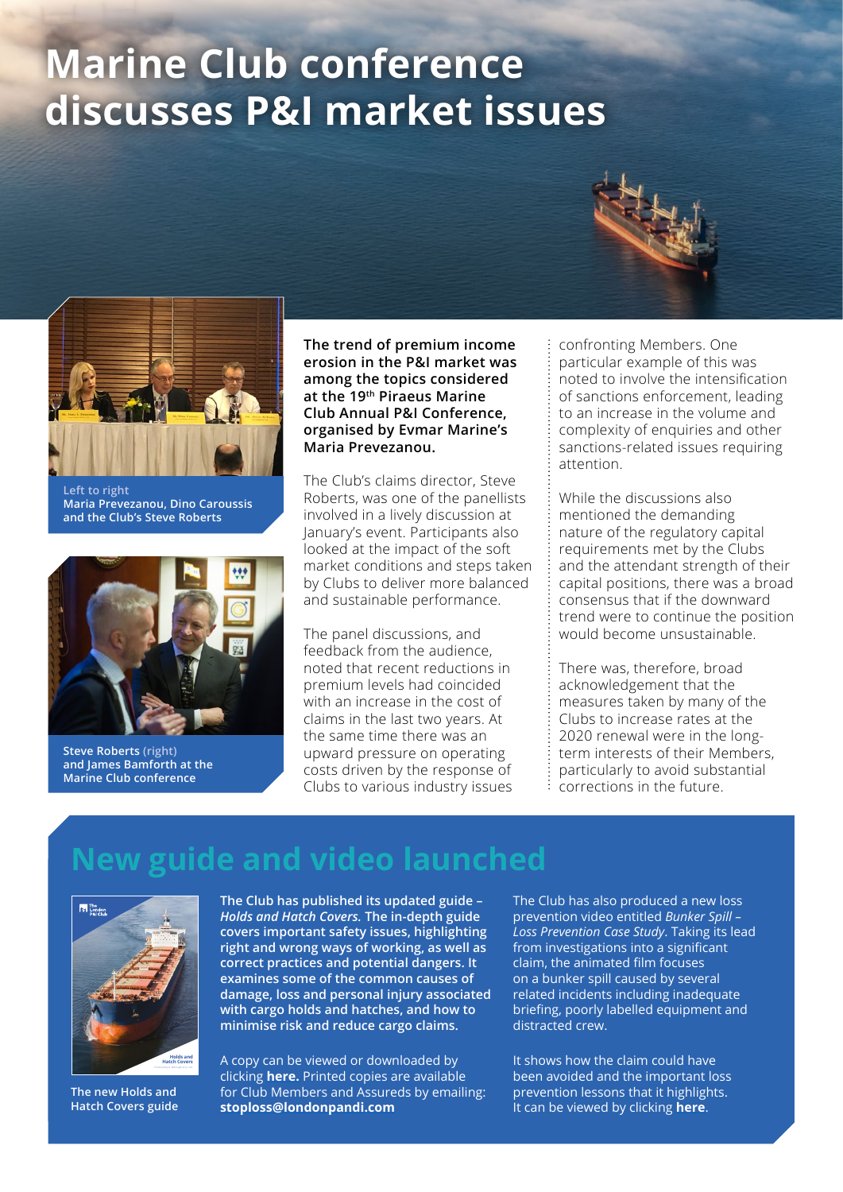# Marine Club conference discusses P&I market issues

Left to right
Maria Prevezanou, Dino Caroussis and the Club's Steve Roberts

Steve Roberts (right) and James Bamforth at the Marine Club conference

**The trend of premium income erosion in the P&I market was among the topics considered at the 19th Piraeus Marine Club Annual P&I Conference, organised by Evmar Marine's Maria Prevezanou.**

The Club's claims director, Steve Roberts, was one of the panellists involved in a lively discussion at January's event. Participants also looked at the impact of the soft market conditions and steps taken by Clubs to deliver more balanced and sustainable performance.

The panel discussions, and feedback from the audience, noted that recent reductions in premium levels had coincided with an increase in the cost of claims in the last two years. At the same time there was an upward pressure on operating costs driven by the response of Clubs to various industry issues confronting Members. One particular example of this was noted to involve the intensification of sanctions enforcement, leading to an increase in the volume and complexity of enquiries and other sanctions-related issues requiring attention.

While the discussions also mentioned the demanding nature of the regulatory capital requirements met by the Clubs and the attendant strength of their capital positions, there was a broad consensus that if the downward trend were to continue the position would become unsustainable.

There was, therefore, broad acknowledgement that the measures taken by many of the Clubs to increase rates at the 2020 renewal were in the long-term interests of their Members, particularly to avoid substantial corrections in the future.

## New guide and video launched

The new Holds and Hatch Covers guide

**The Club has published its updated guide – *Holds and Hatch Covers.* The in-depth guide covers important safety issues, highlighting right and wrong ways of working, as well as correct practices and potential dangers. It examines some of the common causes of damage, loss and personal injury associated with cargo holds and hatches, and how to minimise risk and reduce cargo claims.**

A copy can be viewed or downloaded by clicking **here.** Printed copies are available for Club Members and Assureds by emailing: **stoploss@londonpandi.com**

The Club has also produced a new loss prevention video entitled *Bunker Spill – Loss Prevention Case Study*. Taking its lead from investigations into a significant claim, the animated film focuses on a bunker spill caused by several related incidents including inadequate briefing, poorly labelled equipment and distracted crew.

It shows how the claim could have been avoided and the important loss prevention lessons that it highlights. It can be viewed by clicking **here**.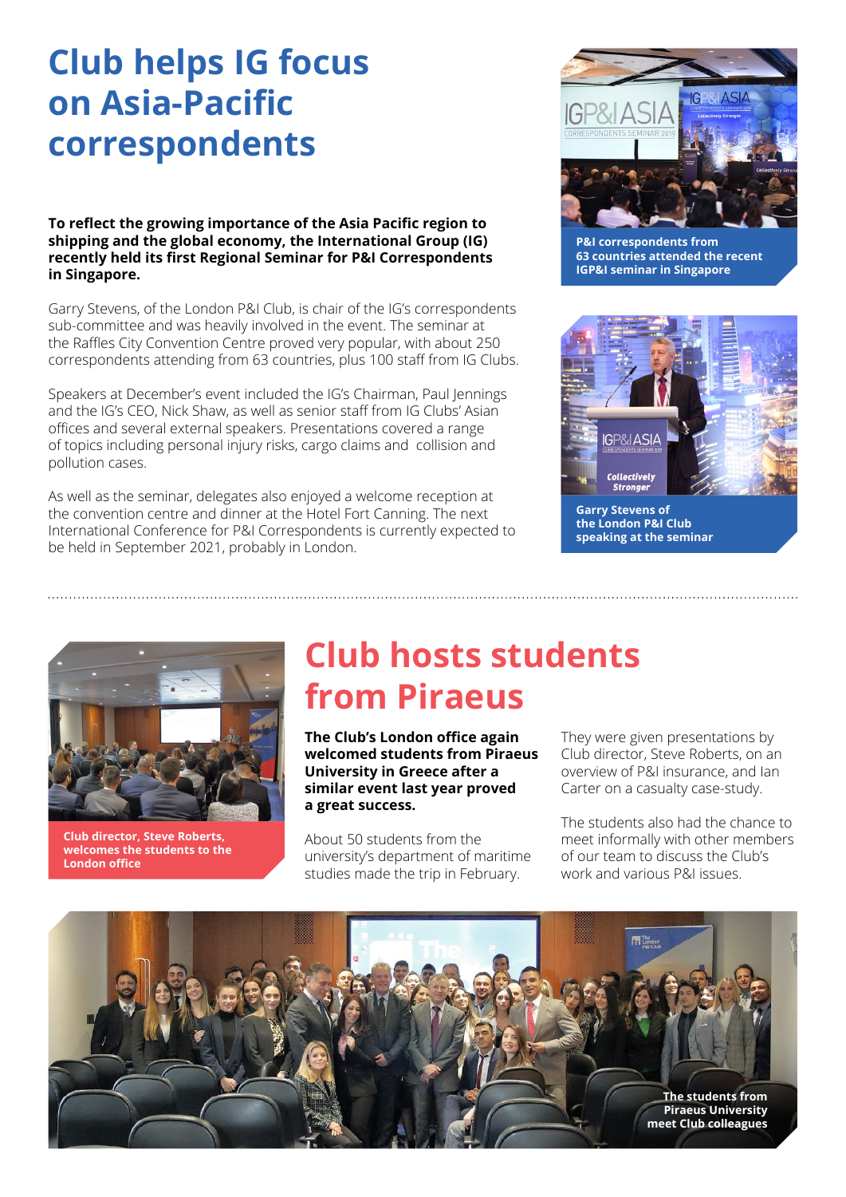# Club helps IG focus on Asia-Pacific correspondents

**To reflect the growing importance of the Asia Pacific region to shipping and the global economy, the International Group (IG) recently held its first Regional Seminar for P&I Correspondents in Singapore.**

Garry Stevens, of the London P&I Club, is chair of the IG's correspondents sub-committee and was heavily involved in the event. The seminar at the Raffles City Convention Centre proved very popular, with about 250 correspondents attending from 63 countries, plus 100 staff from IG Clubs.

Speakers at December's event included the IG's Chairman, Paul Jennings and the IG's CEO, Nick Shaw, as well as senior staff from IG Clubs' Asian offices and several external speakers. Presentations covered a range of topics including personal injury risks, cargo claims and collision and pollution cases.

As well as the seminar, delegates also enjoyed a welcome reception at the convention centre and dinner at the Hotel Fort Canning. The next International Conference for P&I Correspondents is currently expected to be held in September 2021, probably in London.

P&I correspondents from 63 countries attended the recent IGP&I seminar in Singapore

Garry Stevens of the London P&I Club speaking at the seminar

# Club hosts students from Piraeus

**The Club's London office again welcomed students from Piraeus University in Greece after a similar event last year proved a great success.**

About 50 students from the university's department of maritime studies made the trip in February.

They were given presentations by Club director, Steve Roberts, on an overview of P&I insurance, and Ian Carter on a casualty case-study.

The students also had the chance to meet informally with other members of our team to discuss the Club's work and various P&I issues.

Club director, Steve Roberts, welcomes the students to the London office

The students from Piraeus University meet Club colleagues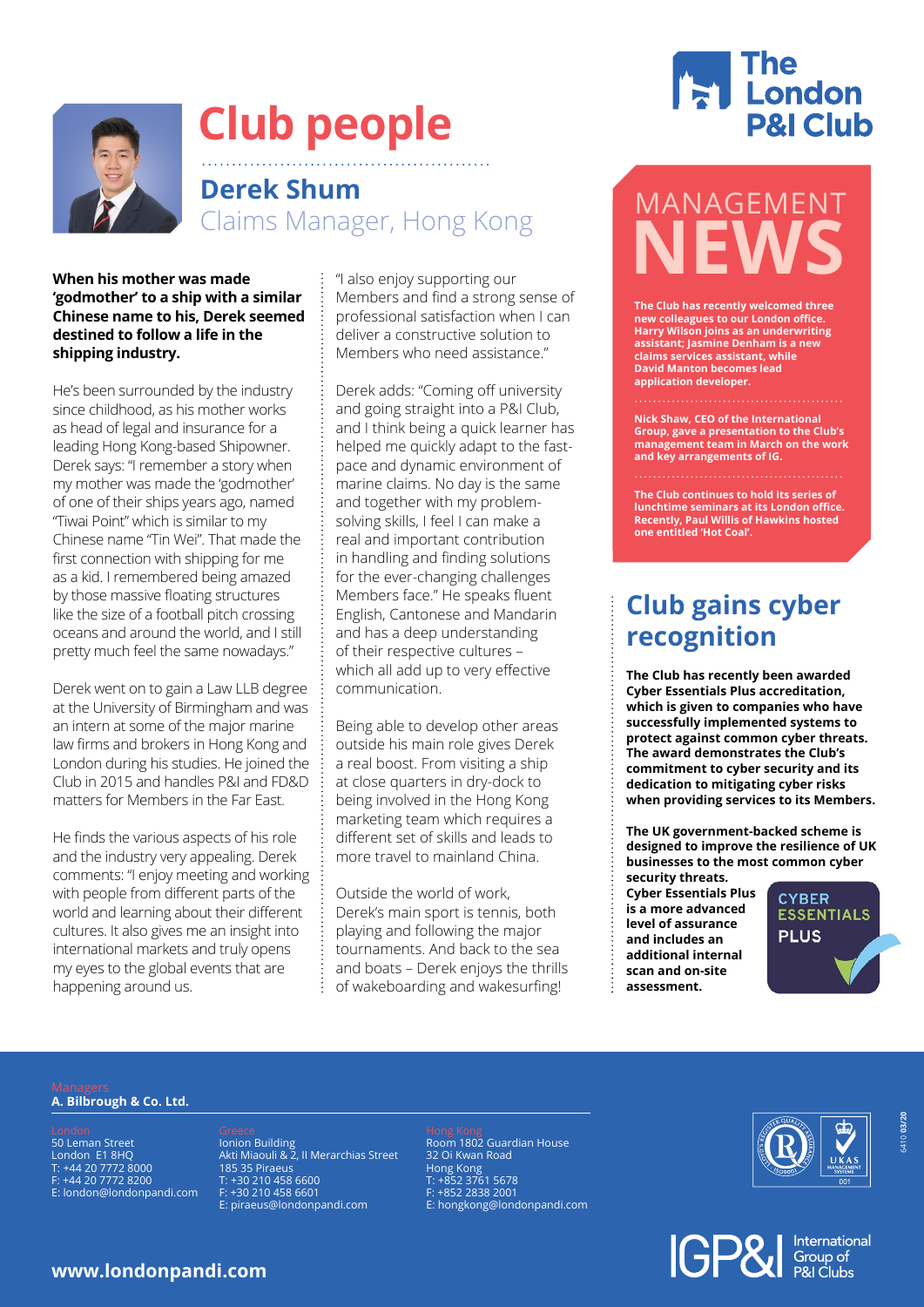# Club people

## Derek Shum

Claims Manager, Hong Kong

**When his mother was made 'godmother' to a ship with a similar Chinese name to his, Derek seemed destined to follow a life in the shipping industry.**

He's been surrounded by the industry since childhood, as his mother works as head of legal and insurance for a leading Hong Kong-based Shipowner. Derek says: "I remember a story when my mother was made the 'godmother' of one of their ships years ago, named "Tiwai Point" which is similar to my Chinese name "Tin Wei". That made the first connection with shipping for me as a kid. I remembered being amazed by those massive floating structures like the size of a football pitch crossing oceans and around the world, and I still pretty much feel the same nowadays."

Derek went on to gain a Law LLB degree at the University of Birmingham and was an intern at some of the major marine law firms and brokers in Hong Kong and London during his studies. He joined the Club in 2015 and handles P&I and FD&D matters for Members in the Far East.

He finds the various aspects of his role and the industry very appealing. Derek comments: "I enjoy meeting and working with people from different parts of the world and learning about their different cultures. It also gives me an insight into international markets and truly opens my eyes to the global events that are happening around us.

"I also enjoy supporting our Members and find a strong sense of professional satisfaction when I can deliver a constructive solution to Members who need assistance."

Derek adds: "Coming off university and going straight into a P&I Club, and I think being a quick learner has helped me quickly adapt to the fast-pace and dynamic environment of marine claims. No day is the same and together with my problem-solving skills, I feel I can make a real and important contribution in handling and finding solutions for the ever-changing challenges Members face." He speaks fluent English, Cantonese and Mandarin and has a deep understanding of their respective cultures – which all add up to very effective communication.

Being able to develop other areas outside his main role gives Derek a real boost. From visiting a ship at close quarters in dry-dock to being involved in the Hong Kong marketing team which requires a different set of skills and leads to more travel to mainland China.

Outside the world of work, Derek's main sport is tennis, both playing and following the major tournaments. And back to the sea and boats – Derek enjoys the thrills of wakeboarding and wakesurfing!

The London P&I Club

## MANAGEMENT NEWS

**The Club has recently welcomed three new colleagues to our London office. Harry Wilson joins as an underwriting assistant; Jasmine Denham is a new claims services assistant, while David Manton becomes lead application developer.**

**Nick Shaw, CEO of the International Group, gave a presentation to the Club's management team in March on the work and key arrangements of IG.**

**The Club continues to hold its series of lunchtime seminars at its London office. Recently, Paul Willis of Hawkins hosted one entitled 'Hot Coal'.**

## Club gains cyber recognition

**The Club has recently been awarded Cyber Essentials Plus accreditation, which is given to companies who have successfully implemented systems to protect against common cyber threats. The award demonstrates the Club's commitment to cyber security and its dedication to mitigating cyber risks when providing services to its Members.**

**The UK government-backed scheme is designed to improve the resilience of UK businesses to the most common cyber security threats. Cyber Essentials Plus is a more advanced level of assurance and includes an additional internal scan and on-site assessment.**

CYBER ESSENTIALS PLUS

Managers
**A. Bilbrough & Co. Ltd.**

London
50 Leman Street
London E1 8HQ
T: +44 20 7772 8000
F: +44 20 7772 8200
E: london@londonpandi.com

Greece
Ionion Building
Akti Miaouli & 2, II Merarchias Street
185 35 Piraeus
T: +30 210 458 6600
F: +30 210 458 6601
E: piraeus@londonpandi.com

Hong Kong
Room 1802 Guardian House
32 Oi Kwan Road
Hong Kong
T: +852 3761 5678
F: +852 2838 2001
E: hongkong@londonpandi.com

**www.londonpandi.com**

IGP&I International Group of P&I Clubs

6410 03/20